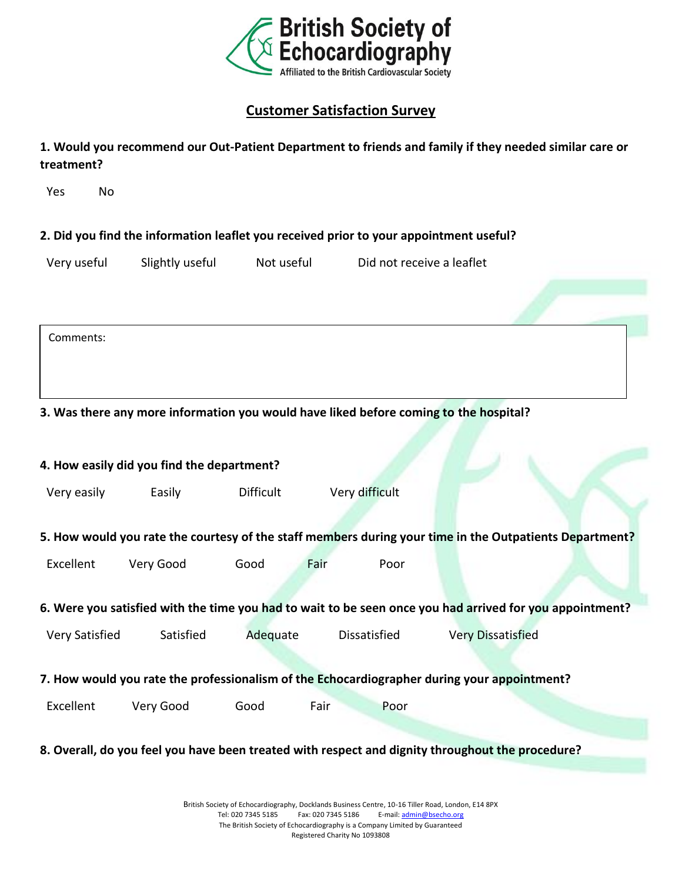**British Society of Echocardiography**
Affiliated to the British Cardiovascular Society

## Customer Satisfaction Survey

**1. Would you recommend our Out-Patient Department to friends and family if they needed similar care or treatment?**

Yes No

**2. Did you find the information leaflet you received prior to your appointment useful?**

Very useful Slightly useful Not useful Did not receive a leaflet

Comments:

**3. Was there any more information you would have liked before coming to the hospital?**

**4. How easily did you find the department?**

Very easily Easily Difficult Very difficult

**5. How would you rate the courtesy of the staff members during your time in the Outpatients Department?**

Excellent Very Good Good Fair Poor

**6. Were you satisfied with the time you had to wait to be seen once you had arrived for you appointment?**

Very Satisfied Satisfied Adequate Dissatisfied Very Dissatisfied

**7. How would you rate the professionalism of the Echocardiographer during your appointment?**

Excellent Very Good Good Fair Poor

**8. Overall, do you feel you have been treated with respect and dignity throughout the procedure?**

British Society of Echocardiography, Docklands Business Centre, 10-16 Tiller Road, London, E14 8PX
Tel: 020 7345 5185 Fax: 020 7345 5186 E-mail: admin@bsecho.org
The British Society of Echocardiography is a Company Limited by Guaranteed
Registered Charity No 1093808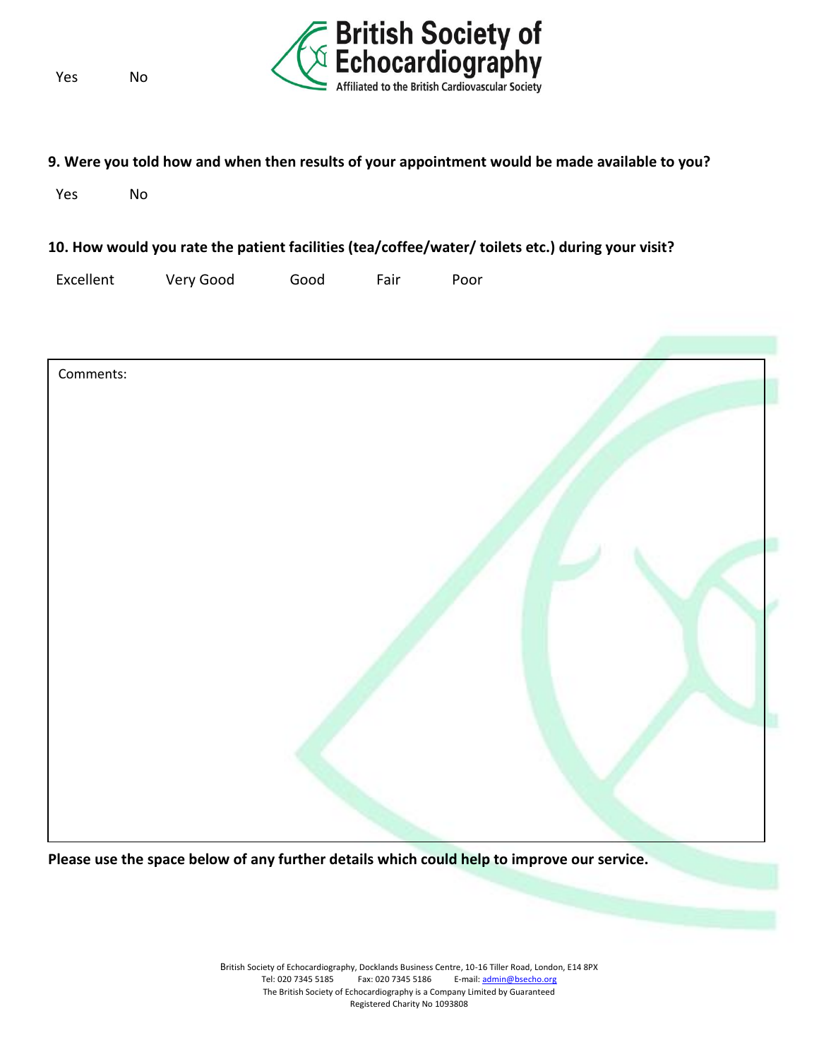Yes No

**9. Were you told how and when then results of your appointment would be made available to you?**

Yes No

**10. How would you rate the patient facilities (tea/coffee/water/ toilets etc.) during your visit?**

Excellent Very Good Good Fair Poor

Comments:

**Please use the space below of any further details which could help to improve our service.**

British Society of Echocardiography, Docklands Business Centre, 10-16 Tiller Road, London, E14 8PX
Tel: 020 7345 5185 Fax: 020 7345 5186 E-mail: admin@bsecho.org
The British Society of Echocardiography is a Company Limited by Guaranteed
Registered Charity No 1093808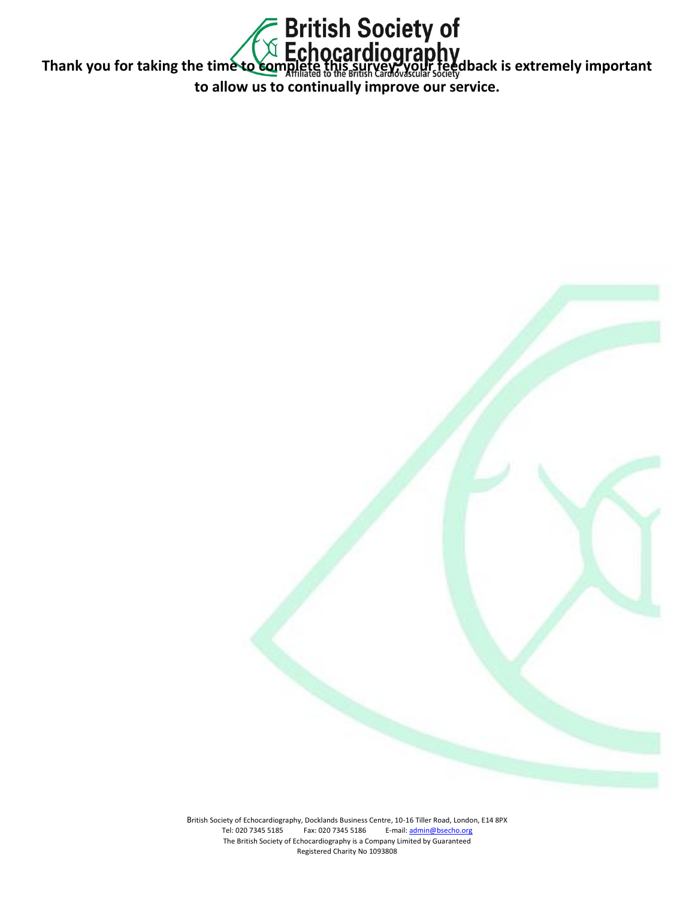**Thank you for taking the time to complete this survey, your feedback is extremely important to allow us to continually improve our service.**